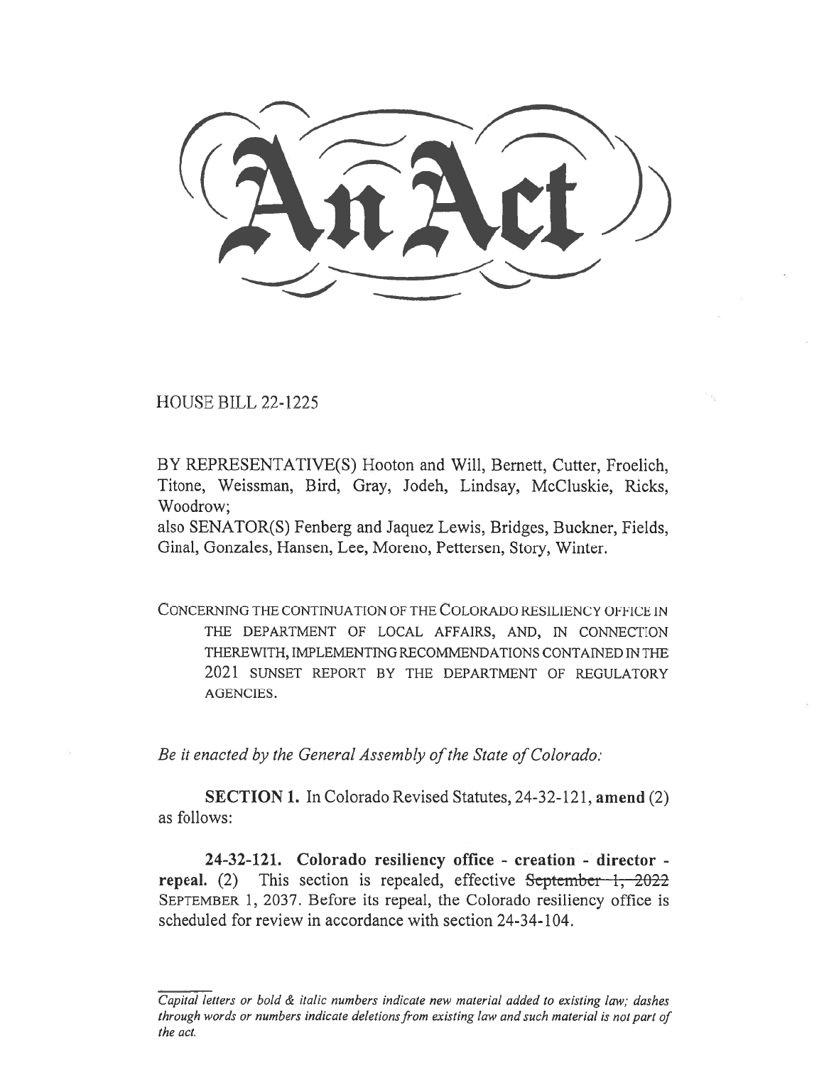# An Act

HOUSE BILL 22-1225

BY REPRESENTATIVE(S) Hooton and Will, Bernett, Cutter, Froelich, Titone, Weissman, Bird, Gray, Jodeh, Lindsay, McCluskie, Ricks, Woodrow;
also SENATOR(S) Fenberg and Jaquez Lewis, Bridges, Buckner, Fields, Ginal, Gonzales, Hansen, Lee, Moreno, Pettersen, Story, Winter.

CONCERNING THE CONTINUATION OF THE COLORADO RESILIENCY OFFICE IN THE DEPARTMENT OF LOCAL AFFAIRS, AND, IN CONNECTION THEREWITH, IMPLEMENTING RECOMMENDATIONS CONTAINED IN THE 2021 SUNSET REPORT BY THE DEPARTMENT OF REGULATORY AGENCIES.

*Be it enacted by the General Assembly of the State of Colorado:*

**SECTION 1.** In Colorado Revised Statutes, 24-32-121, **amend** (2) as follows:

**24-32-121. Colorado resiliency office - creation - director - repeal.** (2) This section is repealed, effective ~~September 1, 2022~~ SEPTEMBER 1, 2037. Before its repeal, the Colorado resiliency office is scheduled for review in accordance with section 24-34-104.

*Capital letters or bold & italic numbers indicate new material added to existing law; dashes through words or numbers indicate deletions from existing law and such material is not part of the act.*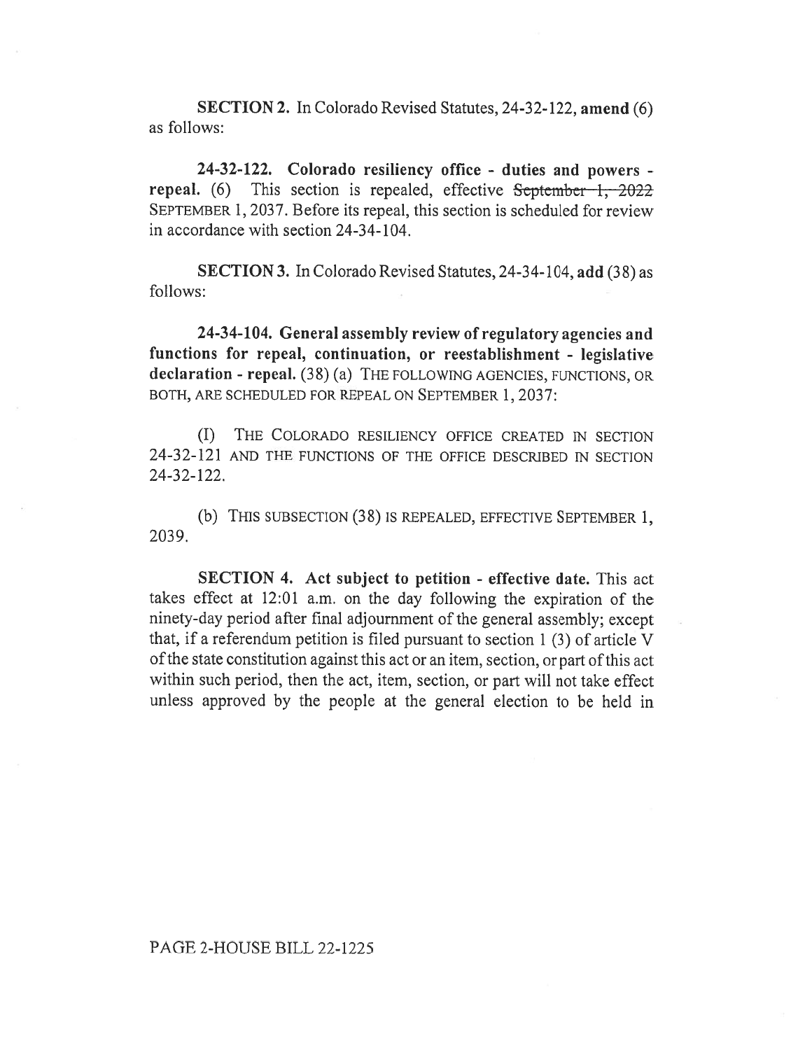**SECTION 2.** In Colorado Revised Statutes, 24-32-122, **amend** (6) as follows:

**24-32-122. Colorado resiliency office - duties and powers - repeal.** (6) This section is repealed, effective ~~September 1, 2022~~ SEPTEMBER 1, 2037. Before its repeal, this section is scheduled for review in accordance with section 24-34-104.

**SECTION 3.** In Colorado Revised Statutes, 24-34-104, **add** (38) as follows:

**24-34-104. General assembly review of regulatory agencies and functions for repeal, continuation, or reestablishment - legislative declaration - repeal.** (38) (a) THE FOLLOWING AGENCIES, FUNCTIONS, OR BOTH, ARE SCHEDULED FOR REPEAL ON SEPTEMBER 1, 2037:

(I) THE COLORADO RESILIENCY OFFICE CREATED IN SECTION 24-32-121 AND THE FUNCTIONS OF THE OFFICE DESCRIBED IN SECTION 24-32-122.

(b) THIS SUBSECTION (38) IS REPEALED, EFFECTIVE SEPTEMBER 1, 2039.

**SECTION 4. Act subject to petition - effective date.** This act takes effect at 12:01 a.m. on the day following the expiration of the ninety-day period after final adjournment of the general assembly; except that, if a referendum petition is filed pursuant to section 1 (3) of article V of the state constitution against this act or an item, section, or part of this act within such period, then the act, item, section, or part will not take effect unless approved by the people at the general election to be held in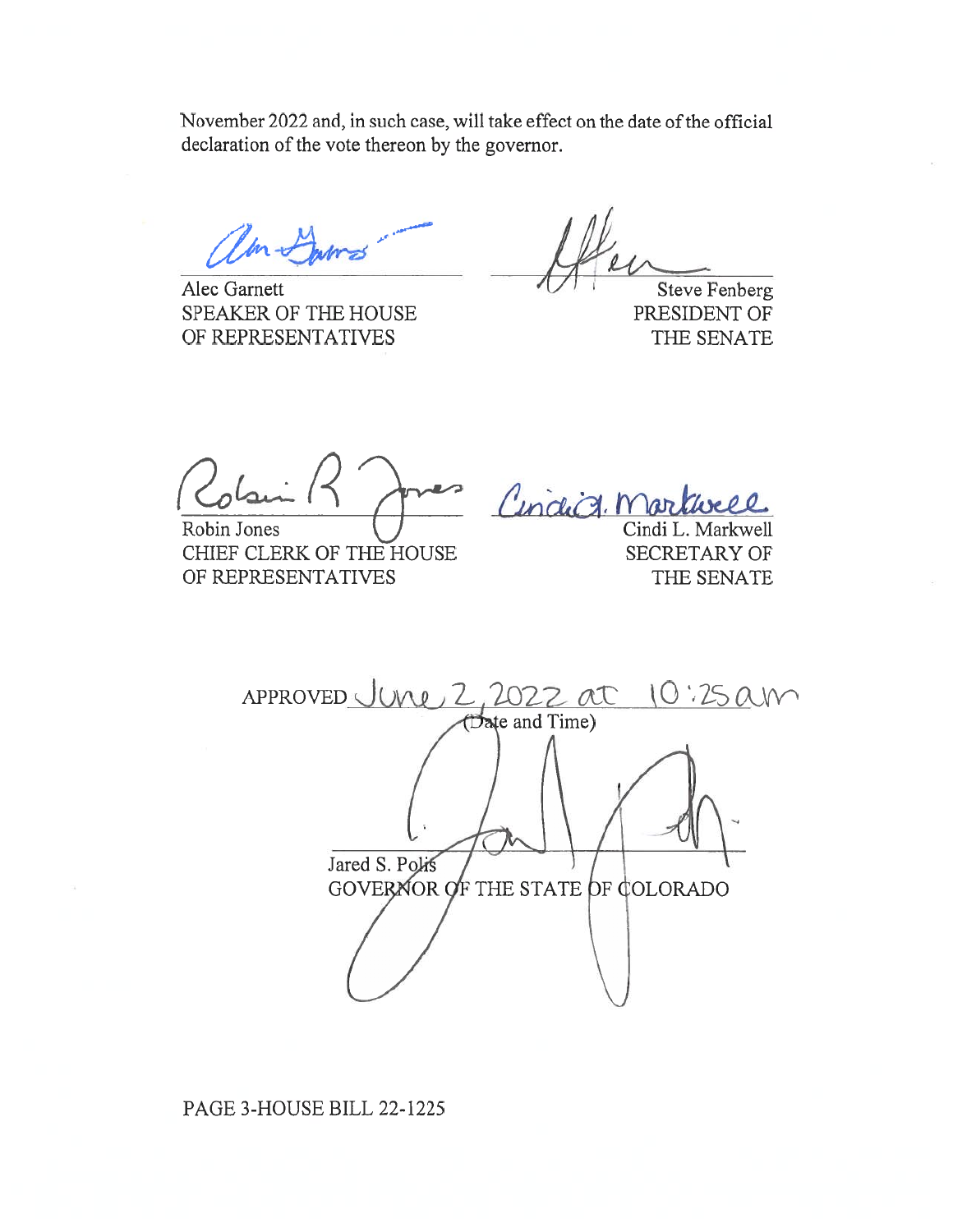November 2022 and, in such case, will take effect on the date of the official declaration of the vote thereon by the governor.

Alec Garnett
SPEAKER OF THE HOUSE
OF REPRESENTATIVES

Steve Fenberg
PRESIDENT OF
THE SENATE

Robin Jones
CHIEF CLERK OF THE HOUSE
OF REPRESENTATIVES

Cindi L. Markwell
SECRETARY OF
THE SENATE

APPROVED June 2, 2022 at 10:25 am
(Date and Time)

Jared S. Polis
GOVERNOR OF THE STATE OF COLORADO

PAGE 3-HOUSE BILL 22-1225